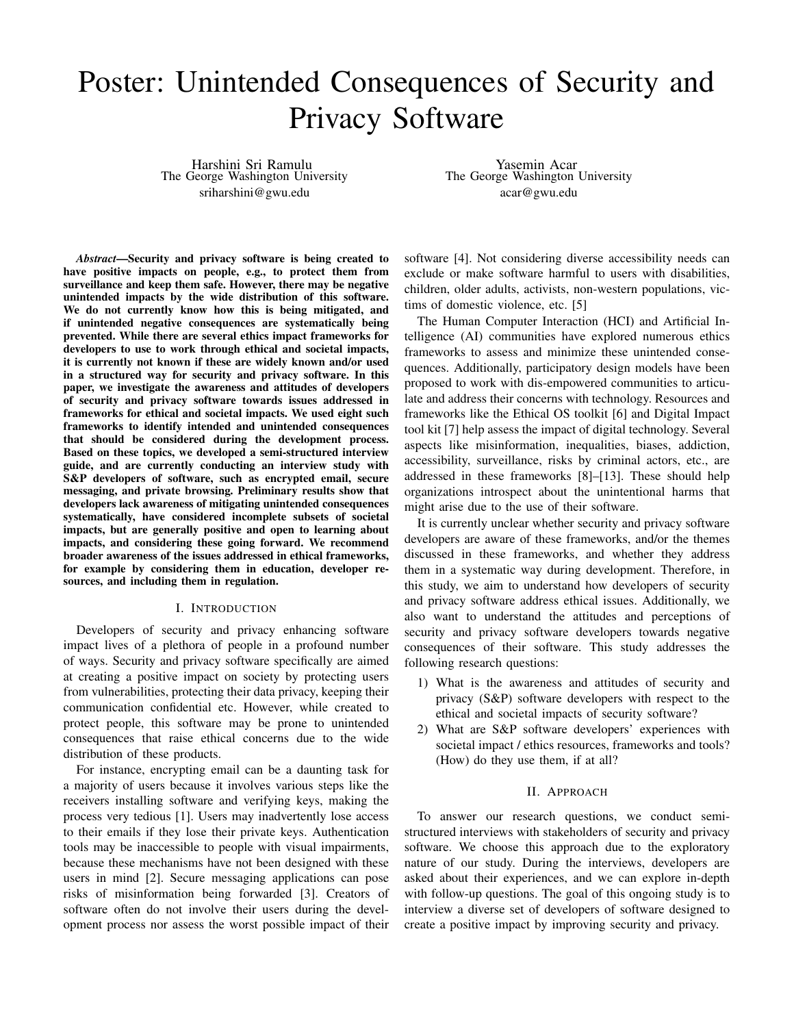# Poster: Unintended Consequences of Security and Privacy Software

Harshini Sri Ramulu
The George Washington University
sriharshini@gwu.edu

Yasemin Acar
The George Washington University
acar@gwu.edu

***Abstract*—Security and privacy software is being created to have positive impacts on people, e.g., to protect them from surveillance and keep them safe. However, there may be negative unintended impacts by the wide distribution of this software. We do not currently know how this is being mitigated, and if unintended negative consequences are systematically being prevented. While there are several ethics impact frameworks for developers to use to work through ethical and societal impacts, it is currently not known if these are widely known and/or used in a structured way for security and privacy software. In this paper, we investigate the awareness and attitudes of developers of security and privacy software towards issues addressed in frameworks for ethical and societal impacts. We used eight such frameworks to identify intended and unintended consequences that should be considered during the development process. Based on these topics, we developed a semi-structured interview guide, and are currently conducting an interview study with S&P developers of software, such as encrypted email, secure messaging, and private browsing. Preliminary results show that developers lack awareness of mitigating unintended consequences systematically, have considered incomplete subsets of societal impacts, but are generally positive and open to learning about impacts, and considering these going forward. We recommend broader awareness of the issues addressed in ethical frameworks, for example by considering them in education, developer resources, and including them in regulation.**

## I. Introduction

Developers of security and privacy enhancing software impact lives of a plethora of people in a profound number of ways. Security and privacy software specifically are aimed at creating a positive impact on society by protecting users from vulnerabilities, protecting their data privacy, keeping their communication confidential etc. However, while created to protect people, this software may be prone to unintended consequences that raise ethical concerns due to the wide distribution of these products.

For instance, encrypting email can be a daunting task for a majority of users because it involves various steps like the receivers installing software and verifying keys, making the process very tedious [1]. Users may inadvertently lose access to their emails if they lose their private keys. Authentication tools may be inaccessible to people with visual impairments, because these mechanisms have not been designed with these users in mind [2]. Secure messaging applications can pose risks of misinformation being forwarded [3]. Creators of software often do not involve their users during the development process nor assess the worst possible impact of their software [4]. Not considering diverse accessibility needs can exclude or make software harmful to users with disabilities, children, older adults, activists, non-western populations, victims of domestic violence, etc. [5]

The Human Computer Interaction (HCI) and Artificial Intelligence (AI) communities have explored numerous ethics frameworks to assess and minimize these unintended consequences. Additionally, participatory design models have been proposed to work with dis-empowered communities to articulate and address their concerns with technology. Resources and frameworks like the Ethical OS toolkit [6] and Digital Impact tool kit [7] help assess the impact of digital technology. Several aspects like misinformation, inequalities, biases, addiction, accessibility, surveillance, risks by criminal actors, etc., are addressed in these frameworks [8]–[13]. These should help organizations introspect about the unintentional harms that might arise due to the use of their software.

It is currently unclear whether security and privacy software developers are aware of these frameworks, and/or the themes discussed in these frameworks, and whether they address them in a systematic way during development. Therefore, in this study, we aim to understand how developers of security and privacy software address ethical issues. Additionally, we also want to understand the attitudes and perceptions of security and privacy software developers towards negative consequences of their software. This study addresses the following research questions:

1) What is the awareness and attitudes of security and privacy (S&P) software developers with respect to the ethical and societal impacts of security software?
2) What are S&P software developers' experiences with societal impact / ethics resources, frameworks and tools? (How) do they use them, if at all?

## II. Approach

To answer our research questions, we conduct semi-structured interviews with stakeholders of security and privacy software. We choose this approach due to the exploratory nature of our study. During the interviews, developers are asked about their experiences, and we can explore in-depth with follow-up questions. The goal of this ongoing study is to interview a diverse set of developers of software designed to create a positive impact by improving security and privacy.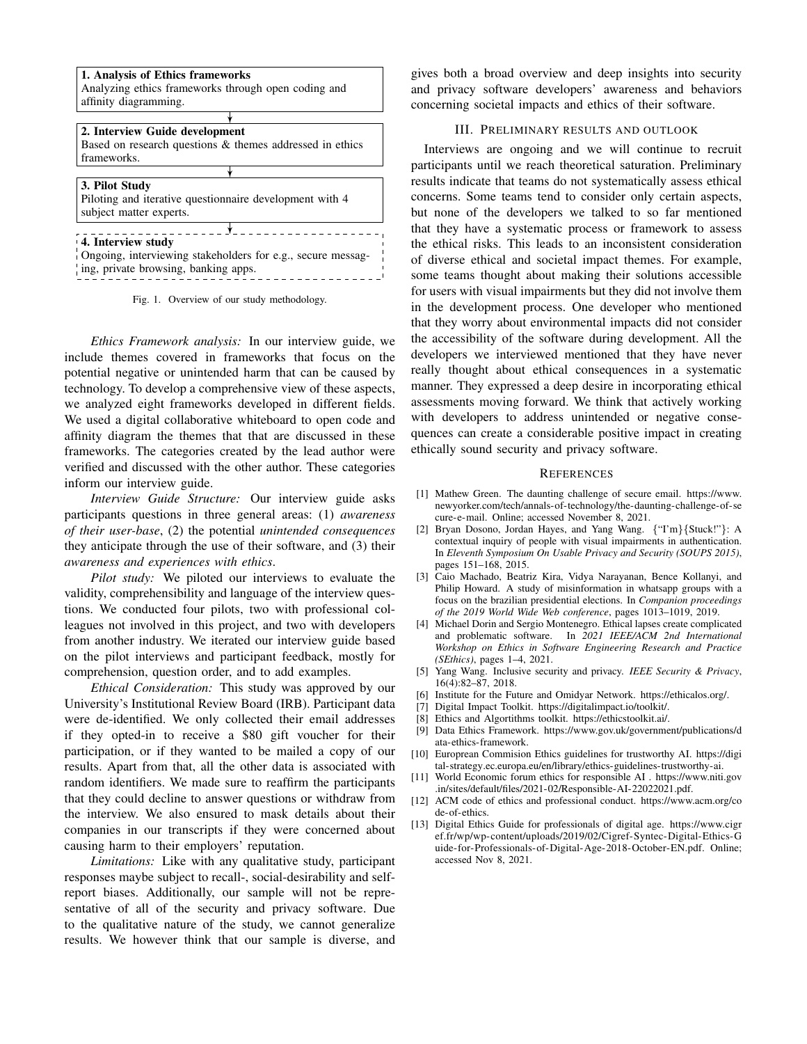**1. Analysis of Ethics frameworks**
Analyzing ethics frameworks through open coding and affinity diagramming.

**2. Interview Guide development**
Based on research questions & themes addressed in ethics frameworks.

**3. Pilot Study**
Piloting and iterative questionnaire development with 4 subject matter experts.

**4. Interview study**
Ongoing, interviewing stakeholders for e.g., secure messaging, private browsing, banking apps.

Fig. 1. Overview of our study methodology.

*Ethics Framework analysis:* In our interview guide, we include themes covered in frameworks that focus on the potential negative or unintended harm that can be caused by technology. To develop a comprehensive view of these aspects, we analyzed eight frameworks developed in different fields. We used a digital collaborative whiteboard to open code and affinity diagram the themes that that are discussed in these frameworks. The categories created by the lead author were verified and discussed with the other author. These categories inform our interview guide.

*Interview Guide Structure:* Our interview guide asks participants questions in three general areas: (1) *awareness of their user-base*, (2) the potential *unintended consequences* they anticipate through the use of their software, and (3) their *awareness and experiences with ethics*.

*Pilot study:* We piloted our interviews to evaluate the validity, comprehensibility and language of the interview questions. We conducted four pilots, two with professional colleagues not involved in this project, and two with developers from another industry. We iterated our interview guide based on the pilot interviews and participant feedback, mostly for comprehension, question order, and to add examples.

*Ethical Consideration:* This study was approved by our University's Institutional Review Board (IRB). Participant data were de-identified. We only collected their email addresses if they opted-in to receive a $80 gift voucher for their participation, or if they wanted to be mailed a copy of our results. Apart from that, all the other data is associated with random identifiers. We made sure to reaffirm the participants that they could decline to answer questions or withdraw from the interview. We also ensured to mask details about their companies in our transcripts if they were concerned about causing harm to their employers' reputation.

*Limitations:* Like with any qualitative study, participant responses maybe subject to recall-, social-desirability and self-report biases. Additionally, our sample will not be representative of all of the security and privacy software. Due to the qualitative nature of the study, we cannot generalize results. We however think that our sample is diverse, and gives both a broad overview and deep insights into security and privacy software developers' awareness and behaviors concerning societal impacts and ethics of their software.

## III. Preliminary results and outlook

Interviews are ongoing and we will continue to recruit participants until we reach theoretical saturation. Preliminary results indicate that teams do not systematically assess ethical concerns. Some teams tend to consider only certain aspects, but none of the developers we talked to so far mentioned that they have a systematic process or framework to assess the ethical risks. This leads to an inconsistent consideration of diverse ethical and societal impact themes. For example, some teams thought about making their solutions accessible for users with visual impairments but they did not involve them in the development process. One developer who mentioned that they worry about environmental impacts did not consider the accessibility of the software during development. All the developers we interviewed mentioned that they have never really thought about ethical consequences in a systematic manner. They expressed a deep desire in incorporating ethical assessments moving forward. We think that actively working with developers to address unintended or negative consequences can create a considerable positive impact in creating ethically sound security and privacy software.

## References

[1] Mathew Green. The daunting challenge of secure email. https://www.newyorker.com/tech/annals-of-technology/the-daunting-challenge-of-secure-e-mail. Online; accessed November 8, 2021.

[2] Bryan Dosono, Jordan Hayes, and Yang Wang. {"I'm}{Stuck!"}: A contextual inquiry of people with visual impairments in authentication. In *Eleventh Symposium On Usable Privacy and Security (SOUPS 2015)*, pages 151–168, 2015.

[3] Caio Machado, Beatriz Kira, Vidya Narayanan, Bence Kollanyi, and Philip Howard. A study of misinformation in whatsapp groups with a focus on the brazilian presidential elections. In *Companion proceedings of the 2019 World Wide Web conference*, pages 1013–1019, 2019.

[4] Michael Dorin and Sergio Montenegro. Ethical lapses create complicated and problematic software. In *2021 IEEE/ACM 2nd International Workshop on Ethics in Software Engineering Research and Practice (SEthics)*, pages 1–4, 2021.

[5] Yang Wang. Inclusive security and privacy. *IEEE Security & Privacy*, 16(4):82–87, 2018.

[6] Institute for the Future and Omidyar Network. https://ethicalos.org/.

[7] Digital Impact Toolkit. https://digitalimpact.io/toolkit/.

[8] Ethics and Algortithms toolkit. https://ethicstoolkit.ai/.

[9] Data Ethics Framework. https://www.gov.uk/government/publications/data-ethics-framework.

[10] European Commision Ethics guidelines for trustworthy AI. https://digital-strategy.ec.europa.eu/en/library/ethics-guidelines-trustworthy-ai.

[11] World Economic forum ethics for responsible AI . https://www.niti.gov.in/sites/default/files/2021-02/Responsible-AI-22022021.pdf.

[12] ACM code of ethics and professional conduct. https://www.acm.org/code-of-ethics.

[13] Digital Ethics Guide for professionals of digital age. https://www.cigref.fr/wp/wp-content/uploads/2019/02/Cigref-Syntec-Digital-Ethics-Guide-for-Professionals-of-Digital-Age-2018-October-EN.pdf. Online; accessed Nov 8, 2021.